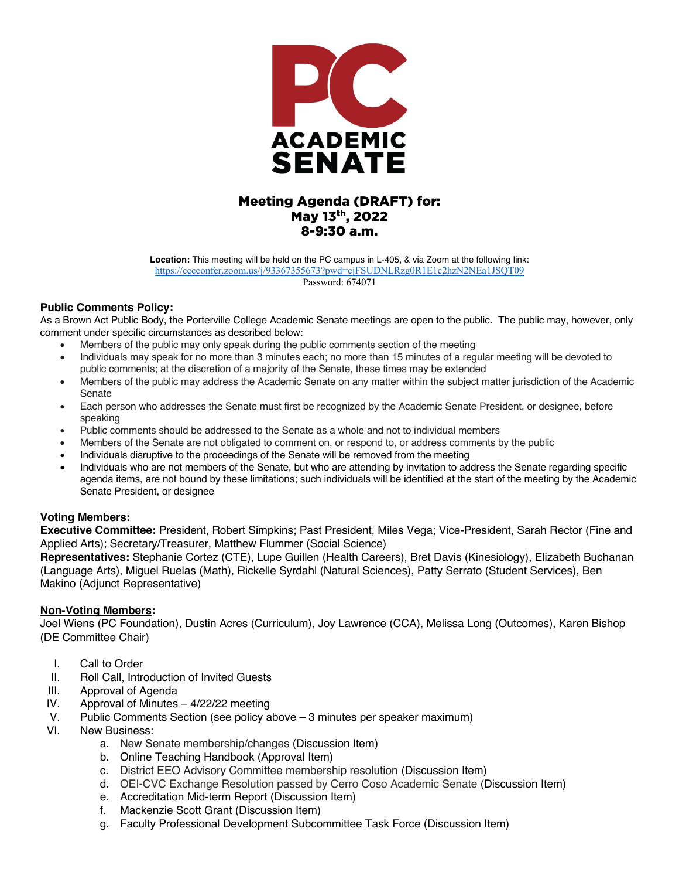# PC ACADEMIC SENATE

## Meeting Agenda (DRAFT) for:
## May 13th, 2022
## 8-9:30 a.m.

**Location:** This meeting will be held on the PC campus in L-405, & via Zoom at the following link:
https://cccconfer.zoom.us/j/93367355673?pwd=cjFSUDNLRzg0R1E1c2hzN2NEa1JSQT09
Password: 674071

### Public Comments Policy:

As a Brown Act Public Body, the Porterville College Academic Senate meetings are open to the public. The public may, however, only comment under specific circumstances as described below:

- Members of the public may only speak during the public comments section of the meeting
- Individuals may speak for no more than 3 minutes each; no more than 15 minutes of a regular meeting will be devoted to public comments; at the discretion of a majority of the Senate, these times may be extended
- Members of the public may address the Academic Senate on any matter within the subject matter jurisdiction of the Academic Senate
- Each person who addresses the Senate must first be recognized by the Academic Senate President, or designee, before speaking
- Public comments should be addressed to the Senate as a whole and not to individual members
- Members of the Senate are not obligated to comment on, or respond to, or address comments by the public
- Individuals disruptive to the proceedings of the Senate will be removed from the meeting
- Individuals who are not members of the Senate, but who are attending by invitation to address the Senate regarding specific agenda items, are not bound by these limitations; such individuals will be identified at the start of the meeting by the Academic Senate President, or designee

### Voting Members:

**Executive Committee:** President, Robert Simpkins; Past President, Miles Vega; Vice-President, Sarah Rector (Fine and Applied Arts); Secretary/Treasurer, Matthew Flummer (Social Science)

**Representatives:** Stephanie Cortez (CTE), Lupe Guillen (Health Careers), Bret Davis (Kinesiology), Elizabeth Buchanan (Language Arts), Miguel Ruelas (Math), Rickelle Syrdahl (Natural Sciences), Patty Serrato (Student Services), Ben Makino (Adjunct Representative)

### Non-Voting Members:

Joel Wiens (PC Foundation), Dustin Acres (Curriculum), Joy Lawrence (CCA), Melissa Long (Outcomes), Karen Bishop (DE Committee Chair)

I. Call to Order

II. Roll Call, Introduction of Invited Guests

III. Approval of Agenda

IV. Approval of Minutes – 4/22/22 meeting

V. Public Comments Section (see policy above – 3 minutes per speaker maximum)

VI. New Business:
   a. New Senate membership/changes (Discussion Item)
   b. Online Teaching Handbook (Approval Item)
   c. District EEO Advisory Committee membership resolution (Discussion Item)
   d. OEI-CVC Exchange Resolution passed by Cerro Coso Academic Senate (Discussion Item)
   e. Accreditation Mid-term Report (Discussion Item)
   f. Mackenzie Scott Grant (Discussion Item)
   g. Faculty Professional Development Subcommittee Task Force (Discussion Item)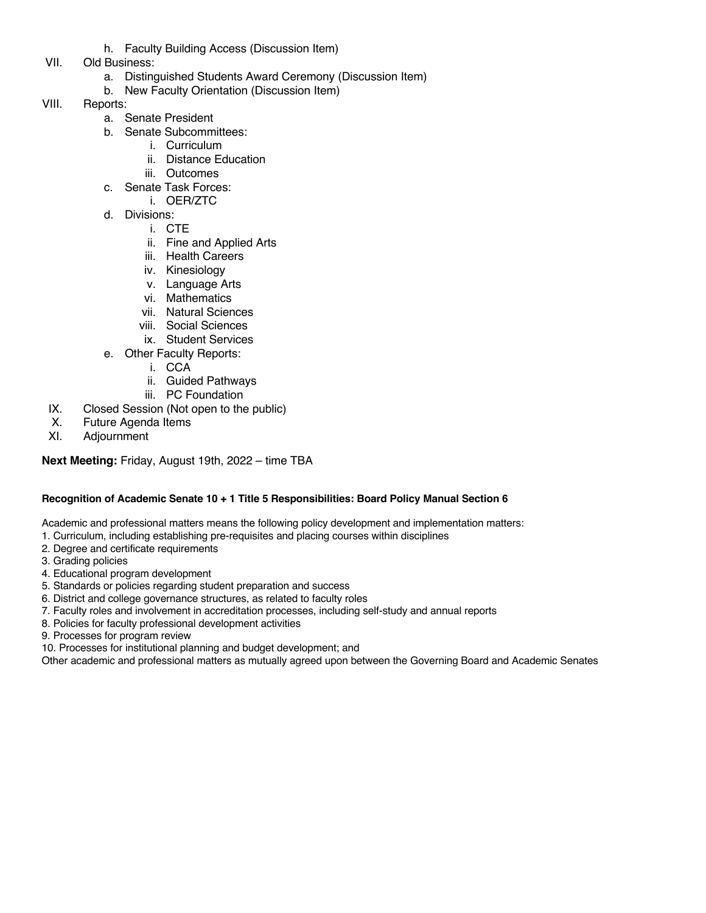h. Faculty Building Access (Discussion Item)

VII. Old Business:
   a. Distinguished Students Award Ceremony (Discussion Item)
   b. New Faculty Orientation (Discussion Item)

VIII. Reports:
   a. Senate President
   b. Senate Subcommittees:
      i. Curriculum
      ii. Distance Education
      iii. Outcomes
   c. Senate Task Forces:
      i. OER/ZTC
   d. Divisions:
      i. CTE
      ii. Fine and Applied Arts
      iii. Health Careers
      iv. Kinesiology
      v. Language Arts
      vi. Mathematics
      vii. Natural Sciences
      viii. Social Sciences
      ix. Student Services
   e. Other Faculty Reports:
      i. CCA
      ii. Guided Pathways
      iii. PC Foundation

IX. Closed Session (Not open to the public)

X. Future Agenda Items

XI. Adjournment

**Next Meeting:** Friday, August 19th, 2022 – time TBA

**Recognition of Academic Senate 10 + 1 Title 5 Responsibilities: Board Policy Manual Section 6**

Academic and professional matters means the following policy development and implementation matters:

1. Curriculum, including establishing pre-requisites and placing courses within disciplines
2. Degree and certificate requirements
3. Grading policies
4. Educational program development
5. Standards or policies regarding student preparation and success
6. District and college governance structures, as related to faculty roles
7. Faculty roles and involvement in accreditation processes, including self-study and annual reports
8. Policies for faculty professional development activities
9. Processes for program review
10. Processes for institutional planning and budget development; and

Other academic and professional matters as mutually agreed upon between the Governing Board and Academic Senates